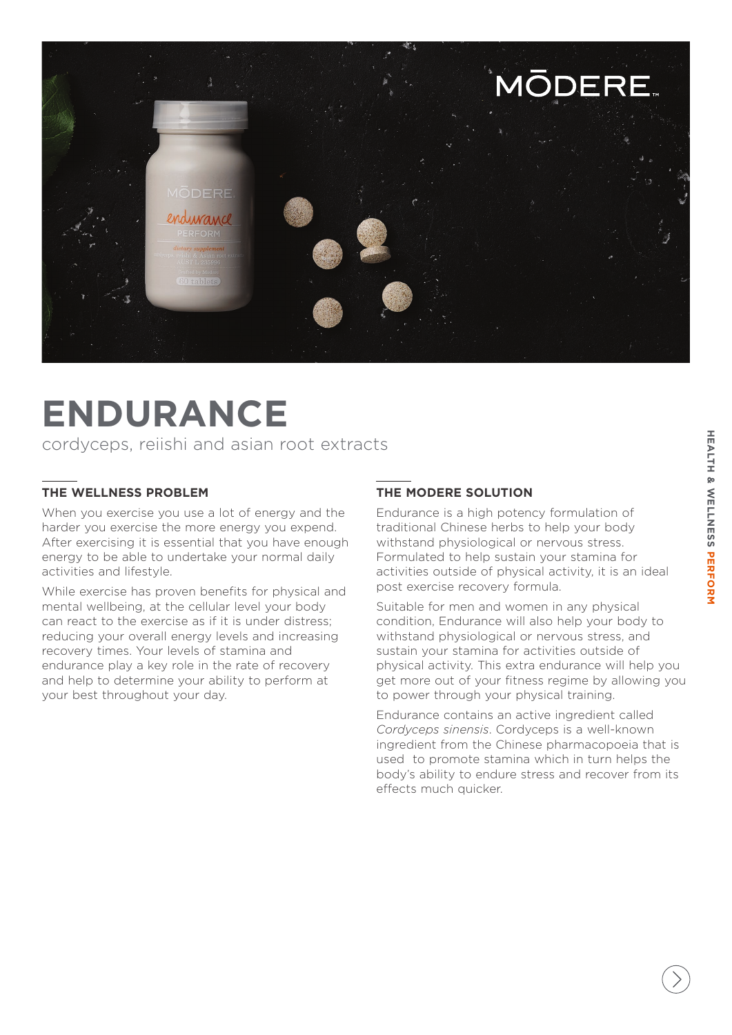# ENDURANCE

cordyceps, reiishi and asian root extracts

## THE WELLNESS PROBLEM

When you exercise you use a lot of energy and the harder you exercise the more energy you expend. After exercising it is essential that you have enough energy to be able to undertake your normal daily activities and lifestyle.

While exercise has proven benefits for physical and mental wellbeing, at the cellular level your body can react to the exercise as if it is under distress; reducing your overall energy levels and increasing recovery times. Your levels of stamina and endurance play a key role in the rate of recovery and help to determine your ability to perform at your best throughout your day.

## THE MODERE SOLUTION

Endurance is a high potency formulation of traditional Chinese herbs to help your body withstand physiological or nervous stress. Formulated to help sustain your stamina for activities outside of physical activity, it is an ideal post exercise recovery formula.

Suitable for men and women in any physical condition, Endurance will also help your body to withstand physiological or nervous stress, and sustain your stamina for activities outside of physical activity. This extra endurance will help you get more out of your fitness regime by allowing you to power through your physical training.

Endurance contains an active ingredient called *Cordyceps sinensis*. Cordyceps is a well-known ingredient from the Chinese pharmacopoeia that is used to promote stamina which in turn helps the body's ability to endure stress and recover from its effects much quicker.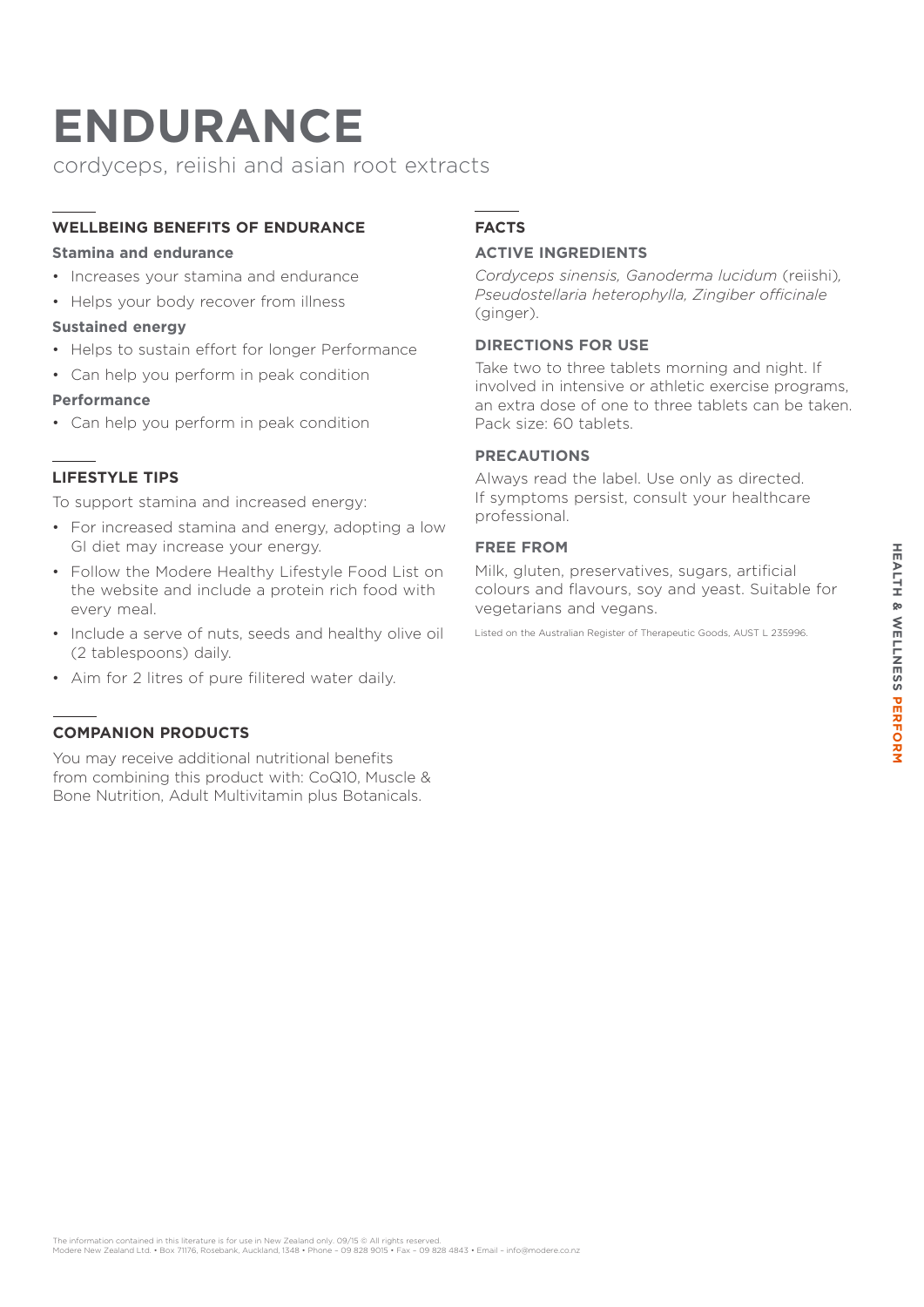# ENDURANCE

cordyceps, reiishi and asian root extracts

## WELLBEING BENEFITS OF ENDURANCE

### Stamina and endurance

- Increases your stamina and endurance
- Helps your body recover from illness

### Sustained energy

- Helps to sustain effort for longer Performance
- Can help you perform in peak condition

### Performance

- Can help you perform in peak condition

## LIFESTYLE TIPS

To support stamina and increased energy:

- For increased stamina and energy, adopting a low GI diet may increase your energy.
- Follow the Modere Healthy Lifestyle Food List on the website and include a protein rich food with every meal.
- Include a serve of nuts, seeds and healthy olive oil (2 tablespoons) daily.
- Aim for 2 litres of pure filitered water daily.

## COMPANION PRODUCTS

You may receive additional nutritional benefits from combining this product with: CoQ10, Muscle & Bone Nutrition, Adult Multivitamin plus Botanicals.

## FACTS

### ACTIVE INGREDIENTS

*Cordyceps sinensis, Ganoderma lucidum* (reiishi), *Pseudostellaria heterophylla, Zingiber officinale* (ginger).

### DIRECTIONS FOR USE

Take two to three tablets morning and night. If involved in intensive or athletic exercise programs, an extra dose of one to three tablets can be taken. Pack size: 60 tablets.

### PRECAUTIONS

Always read the label. Use only as directed. If symptoms persist, consult your healthcare professional.

### FREE FROM

Milk, gluten, preservatives, sugars, artificial colours and flavours, soy and yeast. Suitable for vegetarians and vegans.

Listed on the Australian Register of Therapeutic Goods, AUST L 235996.

HEALTH & WELLNESS **PERFORM**

The information contained in this literature is for use in New Zealand only. 09/15 © All rights reserved.
Modere New Zealand Ltd. • Box 71176, Rosebank, Auckland, 1348 • Phone – 09 828 9015 • Fax – 09 828 4843 • Email – info@modere.co.nz